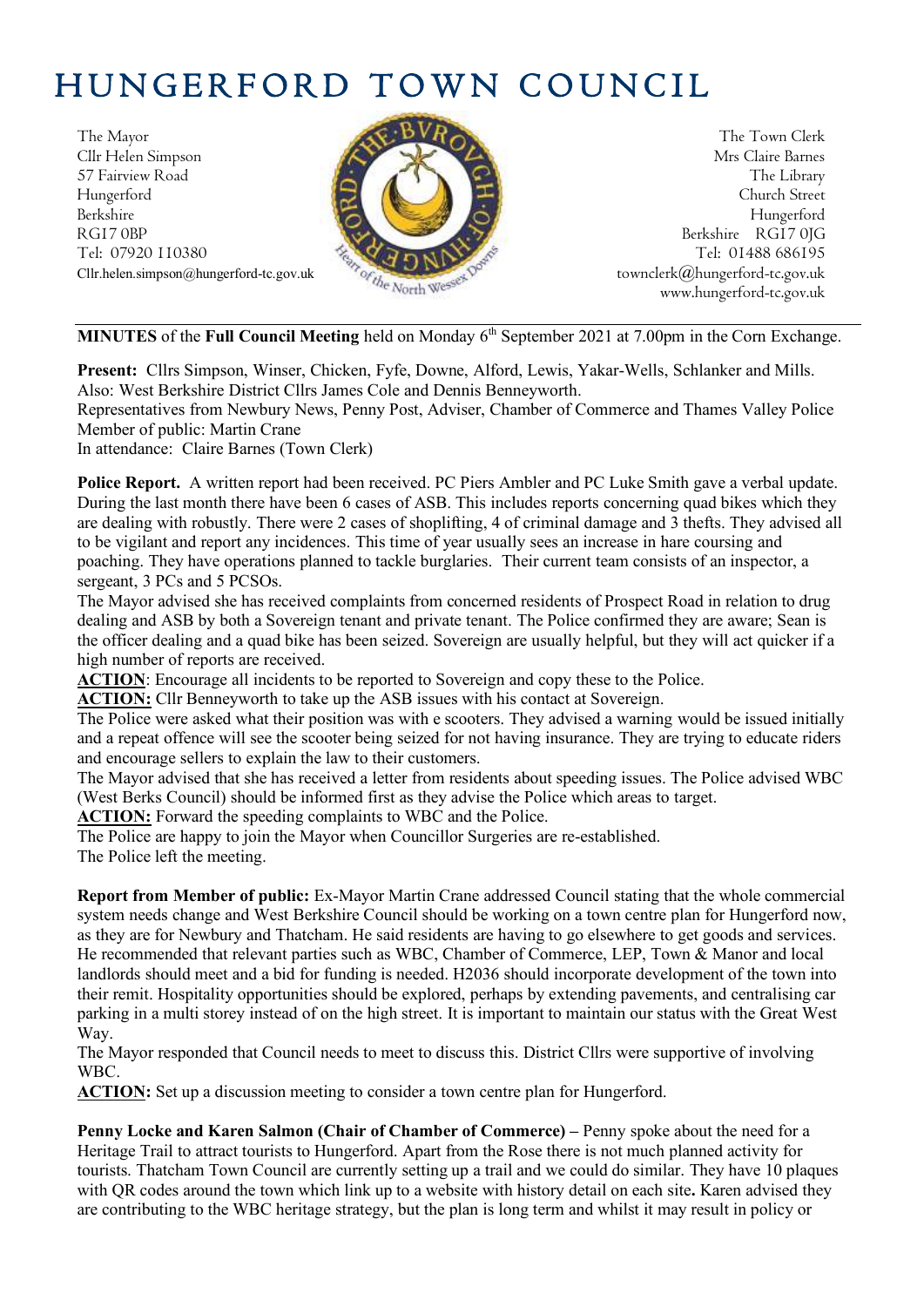# HUNGERFORD TOWN COUNCIL

The Mayor
Cllr Helen Simpson
57 Fairview Road
Hungerford
Berkshire
RG17 0BP
Tel: 07920 110380
Cllr.helen.simpson@hungerford-tc.gov.uk

The Town Clerk
Mrs Claire Barnes
The Library
Church Street
Hungerford
Berkshire RG17 0JG
Tel: 01488 686195
townclerk@hungerford-tc.gov.uk
www.hungerford-tc.gov.uk

**MINUTES** of the **Full Council Meeting** held on Monday 6th September 2021 at 7.00pm in the Corn Exchange.

**Present:** Cllrs Simpson, Winser, Chicken, Fyfe, Downe, Alford, Lewis, Yakar-Wells, Schlanker and Mills.
Also: West Berkshire District Cllrs James Cole and Dennis Benneyworth.
Representatives from Newbury News, Penny Post, Adviser, Chamber of Commerce and Thames Valley Police
Member of public: Martin Crane
In attendance: Claire Barnes (Town Clerk)

**Police Report.** A written report had been received. PC Piers Ambler and PC Luke Smith gave a verbal update. During the last month there have been 6 cases of ASB. This includes reports concerning quad bikes which they are dealing with robustly. There were 2 cases of shoplifting, 4 of criminal damage and 3 thefts. They advised all to be vigilant and report any incidences. This time of year usually sees an increase in hare coursing and poaching. They have operations planned to tackle burglaries. Their current team consists of an inspector, a sergeant, 3 PCs and 5 PCSOs.
The Mayor advised she has received complaints from concerned residents of Prospect Road in relation to drug dealing and ASB by both a Sovereign tenant and private tenant. The Police confirmed they are aware; Sean is the officer dealing and a quad bike has been seized. Sovereign are usually helpful, but they will act quicker if a high number of reports are received.
**ACTION**: Encourage all incidents to be reported to Sovereign and copy these to the Police.
**ACTION:** Cllr Benneyworth to take up the ASB issues with his contact at Sovereign.
The Police were asked what their position was with e scooters. They advised a warning would be issued initially and a repeat offence will see the scooter being seized for not having insurance. They are trying to educate riders and encourage sellers to explain the law to their customers.
The Mayor advised that she has received a letter from residents about speeding issues. The Police advised WBC (West Berks Council) should be informed first as they advise the Police which areas to target.
**ACTION:** Forward the speeding complaints to WBC and the Police.
The Police are happy to join the Mayor when Councillor Surgeries are re-established.
The Police left the meeting.

**Report from Member of public:** Ex-Mayor Martin Crane addressed Council stating that the whole commercial system needs change and West Berkshire Council should be working on a town centre plan for Hungerford now, as they are for Newbury and Thatcham. He said residents are having to go elsewhere to get goods and services. He recommended that relevant parties such as WBC, Chamber of Commerce, LEP, Town & Manor and local landlords should meet and a bid for funding is needed. H2036 should incorporate development of the town into their remit. Hospitality opportunities should be explored, perhaps by extending pavements, and centralising car parking in a multi storey instead of on the high street. It is important to maintain our status with the Great West Way.
The Mayor responded that Council needs to meet to discuss this. District Cllrs were supportive of involving WBC.
**ACTION:** Set up a discussion meeting to consider a town centre plan for Hungerford.

**Penny Locke and Karen Salmon (Chair of Chamber of Commerce) –** Penny spoke about the need for a Heritage Trail to attract tourists to Hungerford. Apart from the Rose there is not much planned activity for tourists. Thatcham Town Council are currently setting up a trail and we could do similar. They have 10 plaques with QR codes around the town which link up to a website with history detail on each site**.** Karen advised they are contributing to the WBC heritage strategy, but the plan is long term and whilst it may result in policy or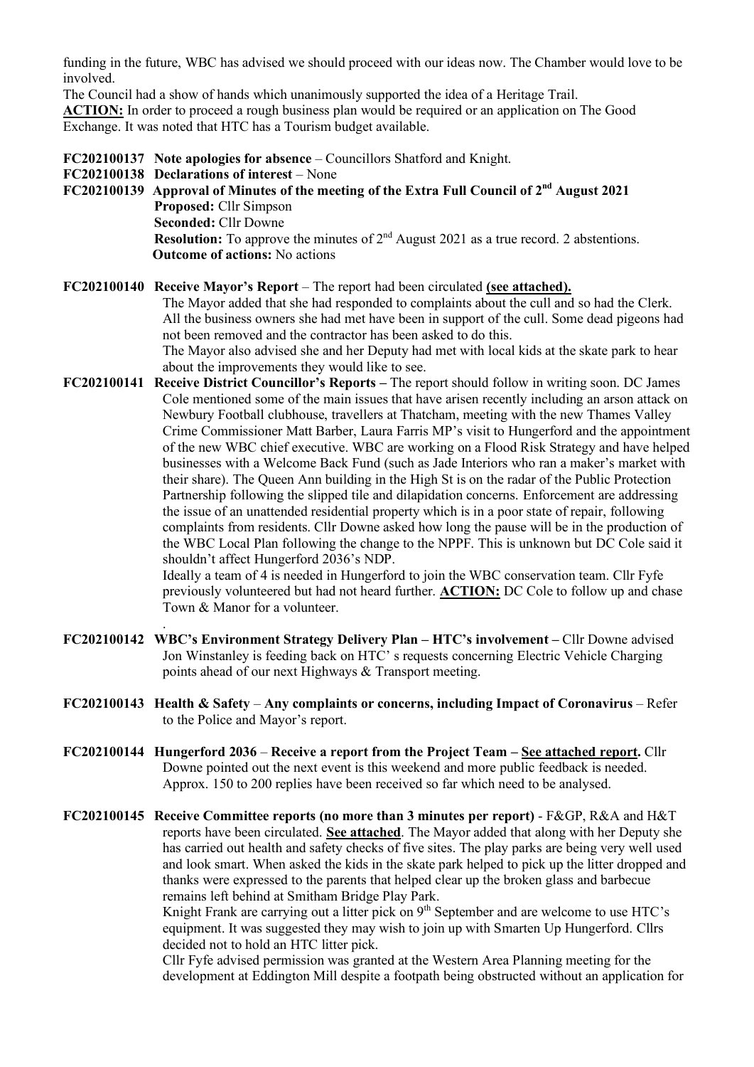funding in the future, WBC has advised we should proceed with our ideas now. The Chamber would love to be involved.
The Council had a show of hands which unanimously supported the idea of a Heritage Trail.
**ACTION:** In order to proceed a rough business plan would be required or an application on The Good Exchange. It was noted that HTC has a Tourism budget available.

**FC202100137 Note apologies for absence** – Councillors Shatford and Knight.

**FC202100138 Declarations of interest** – None

**FC202100139 Approval of Minutes of the meeting of the Extra Full Council of 2nd August 2021**
**Proposed:** Cllr Simpson
**Seconded:** Cllr Downe
**Resolution:** To approve the minutes of 2nd August 2021 as a true record. 2 abstentions.
**Outcome of actions:** No actions

**FC202100140 Receive Mayor's Report** – The report had been circulated **(see attached).**
The Mayor added that she had responded to complaints about the cull and so had the Clerk. All the business owners she had met have been in support of the cull. Some dead pigeons had not been removed and the contractor has been asked to do this.
The Mayor also advised she and her Deputy had met with local kids at the skate park to hear about the improvements they would like to see.

**FC202100141 Receive District Councillor's Reports –** The report should follow in writing soon. DC James Cole mentioned some of the main issues that have arisen recently including an arson attack on Newbury Football clubhouse, travellers at Thatcham, meeting with the new Thames Valley Crime Commissioner Matt Barber, Laura Farris MP's visit to Hungerford and the appointment of the new WBC chief executive. WBC are working on a Flood Risk Strategy and have helped businesses with a Welcome Back Fund (such as Jade Interiors who ran a maker's market with their share). The Queen Ann building in the High St is on the radar of the Public Protection Partnership following the slipped tile and dilapidation concerns. Enforcement are addressing the issue of an unattended residential property which is in a poor state of repair, following complaints from residents. Cllr Downe asked how long the pause will be in the production of the WBC Local Plan following the change to the NPPF. This is unknown but DC Cole said it shouldn't affect Hungerford 2036's NDP.
Ideally a team of 4 is needed in Hungerford to join the WBC conservation team. Cllr Fyfe previously volunteered but had not heard further. **ACTION:** DC Cole to follow up and chase Town & Manor for a volunteer.
.

**FC202100142 WBC's Environment Strategy Delivery Plan – HTC's involvement –** Cllr Downe advised Jon Winstanley is feeding back on HTC' s requests concerning Electric Vehicle Charging points ahead of our next Highways & Transport meeting.

**FC202100143 Health & Safety – Any complaints or concerns, including Impact of Coronavirus** – Refer to the Police and Mayor's report.

**FC202100144 Hungerford 2036 – Receive a report from the Project Team – See attached report.** Cllr Downe pointed out the next event is this weekend and more public feedback is needed. Approx. 150 to 200 replies have been received so far which need to be analysed.

**FC202100145 Receive Committee reports (no more than 3 minutes per report)** - F&GP, R&A and H&T reports have been circulated. **See attached**. The Mayor added that along with her Deputy she has carried out health and safety checks of five sites. The play parks are being very well used and look smart. When asked the kids in the skate park helped to pick up the litter dropped and thanks were expressed to the parents that helped clear up the broken glass and barbecue remains left behind at Smitham Bridge Play Park.
Knight Frank are carrying out a litter pick on 9th September and are welcome to use HTC's equipment. It was suggested they may wish to join up with Smarten Up Hungerford. Cllrs decided not to hold an HTC litter pick.
Cllr Fyfe advised permission was granted at the Western Area Planning meeting for the development at Eddington Mill despite a footpath being obstructed without an application for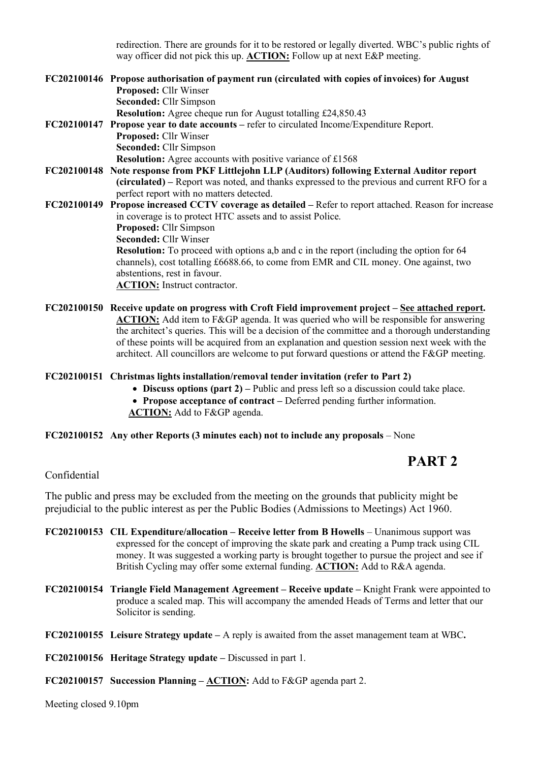redirection. There are grounds for it to be restored or legally diverted. WBC's public rights of way officer did not pick this up. **ACTION:** Follow up at next E&P meeting.

**FC202100146 Propose authorisation of payment run (circulated with copies of invoices) for August**
**Proposed:** Cllr Winser
**Seconded:** Cllr Simpson
**Resolution:** Agree cheque run for August totalling £24,850.43

**FC202100147 Propose year to date accounts –** refer to circulated Income/Expenditure Report.
**Proposed:** Cllr Winser
**Seconded:** Cllr Simpson
**Resolution:** Agree accounts with positive variance of £1568

**FC202100148 Note response from PKF Littlejohn LLP (Auditors) following External Auditor report (circulated) –** Report was noted, and thanks expressed to the previous and current RFO for a perfect report with no matters detected.

**FC202100149 Propose increased CCTV coverage as detailed –** Refer to report attached. Reason for increase in coverage is to protect HTC assets and to assist Police.
**Proposed:** Cllr Simpson
**Seconded:** Cllr Winser
**Resolution:** To proceed with options a,b and c in the report (including the option for 64 channels), cost totalling £6688.66, to come from EMR and CIL money. One against, two abstentions, rest in favour.
**ACTION:** Instruct contractor.

**FC202100150 Receive update on progress with Croft Field improvement project – See attached report.**
**ACTION:** Add item to F&GP agenda. It was queried who will be responsible for answering the architect's queries. This will be a decision of the committee and a thorough understanding of these points will be acquired from an explanation and question session next week with the architect. All councillors are welcome to put forward questions or attend the F&GP meeting.

**FC202100151 Christmas lights installation/removal tender invitation (refer to Part 2)**

- **Discuss options (part 2) –** Public and press left so a discussion could take place.
- **Propose acceptance of contract –** Deferred pending further information.

**ACTION:** Add to F&GP agenda.

**FC202100152 Any other Reports (3 minutes each) not to include any proposals** – None

## PART 2

Confidential

The public and press may be excluded from the meeting on the grounds that publicity might be prejudicial to the public interest as per the Public Bodies (Admissions to Meetings) Act 1960.

**FC202100153 CIL Expenditure/allocation – Receive letter from B Howells** – Unanimous support was expressed for the concept of improving the skate park and creating a Pump track using CIL money. It was suggested a working party is brought together to pursue the project and see if British Cycling may offer some external funding. **ACTION:** Add to R&A agenda.

**FC202100154 Triangle Field Management Agreement – Receive update –** Knight Frank were appointed to produce a scaled map. This will accompany the amended Heads of Terms and letter that our Solicitor is sending.

**FC202100155 Leisure Strategy update –** A reply is awaited from the asset management team at WBC**.**

**FC202100156 Heritage Strategy update –** Discussed in part 1.

**FC202100157 Succession Planning – ACTION:** Add to F&GP agenda part 2.

Meeting closed 9.10pm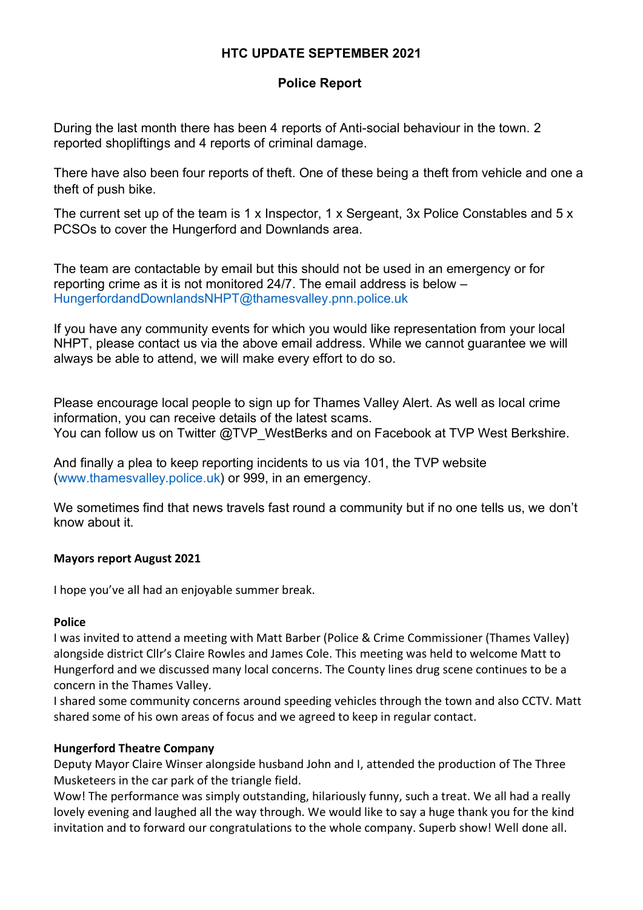# HTC UPDATE SEPTEMBER 2021

## Police Report

During the last month there has been 4 reports of Anti-social behaviour in the town. 2 reported shopliftings and 4 reports of criminal damage.

There have also been four reports of theft. One of these being a theft from vehicle and one a theft of push bike.

The current set up of the team is 1 x Inspector, 1 x Sergeant, 3x Police Constables and 5 x PCSOs to cover the Hungerford and Downlands area.

The team are contactable by email but this should not be used in an emergency or for reporting crime as it is not monitored 24/7. The email address is below – HungerfordandDownlandsNHPT@thamesvalley.pnn.police.uk

If you have any community events for which you would like representation from your local NHPT, please contact us via the above email address. While we cannot guarantee we will always be able to attend, we will make every effort to do so.

Please encourage local people to sign up for Thames Valley Alert. As well as local crime information, you can receive details of the latest scams.
You can follow us on Twitter @TVP_WestBerks and on Facebook at TVP West Berkshire.

And finally a plea to keep reporting incidents to us via 101, the TVP website (www.thamesvalley.police.uk) or 999, in an emergency.

We sometimes find that news travels fast round a community but if no one tells us, we don't know about it.

### Mayors report August 2021

I hope you've all had an enjoyable summer break.

**Police**

I was invited to attend a meeting with Matt Barber (Police & Crime Commissioner (Thames Valley) alongside district Cllr's Claire Rowles and James Cole. This meeting was held to welcome Matt to Hungerford and we discussed many local concerns. The County lines drug scene continues to be a concern in the Thames Valley.
I shared some community concerns around speeding vehicles through the town and also CCTV. Matt shared some of his own areas of focus and we agreed to keep in regular contact.

**Hungerford Theatre Company**

Deputy Mayor Claire Winser alongside husband John and I, attended the production of The Three Musketeers in the car park of the triangle field.
Wow! The performance was simply outstanding, hilariously funny, such a treat. We all had a really lovely evening and laughed all the way through. We would like to say a huge thank you for the kind invitation and to forward our congratulations to the whole company. Superb show! Well done all.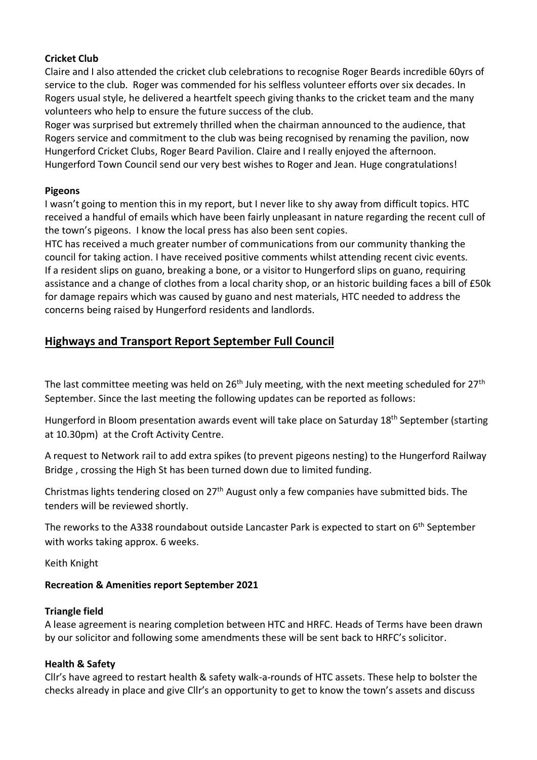**Cricket Club**

Claire and I also attended the cricket club celebrations to recognise Roger Beards incredible 60yrs of service to the club. Roger was commended for his selfless volunteer efforts over six decades. In Rogers usual style, he delivered a heartfelt speech giving thanks to the cricket team and the many volunteers who help to ensure the future success of the club.

Roger was surprised but extremely thrilled when the chairman announced to the audience, that Rogers service and commitment to the club was being recognised by renaming the pavilion, now Hungerford Cricket Clubs, Roger Beard Pavilion. Claire and I really enjoyed the afternoon. Hungerford Town Council send our very best wishes to Roger and Jean. Huge congratulations!

**Pigeons**

I wasn't going to mention this in my report, but I never like to shy away from difficult topics. HTC received a handful of emails which have been fairly unpleasant in nature regarding the recent cull of the town's pigeons. I know the local press has also been sent copies.

HTC has received a much greater number of communications from our community thanking the council for taking action. I have received positive comments whilst attending recent civic events. If a resident slips on guano, breaking a bone, or a visitor to Hungerford slips on guano, requiring assistance and a change of clothes from a local charity shop, or an historic building faces a bill of £50k for damage repairs which was caused by guano and nest materials, HTC needed to address the concerns being raised by Hungerford residents and landlords.

## Highways and Transport Report September Full Council

The last committee meeting was held on 26th July meeting, with the next meeting scheduled for 27th September. Since the last meeting the following updates can be reported as follows:

Hungerford in Bloom presentation awards event will take place on Saturday 18th September (starting at 10.30pm) at the Croft Activity Centre.

A request to Network rail to add extra spikes (to prevent pigeons nesting) to the Hungerford Railway Bridge , crossing the High St has been turned down due to limited funding.

Christmas lights tendering closed on 27th August only a few companies have submitted bids. The tenders will be reviewed shortly.

The reworks to the A338 roundabout outside Lancaster Park is expected to start on 6th September with works taking approx. 6 weeks.

Keith Knight

**Recreation & Amenities report September 2021**

**Triangle field**

A lease agreement is nearing completion between HTC and HRFC. Heads of Terms have been drawn by our solicitor and following some amendments these will be sent back to HRFC's solicitor.

**Health & Safety**

Cllr's have agreed to restart health & safety walk-a-rounds of HTC assets. These help to bolster the checks already in place and give Cllr's an opportunity to get to know the town's assets and discuss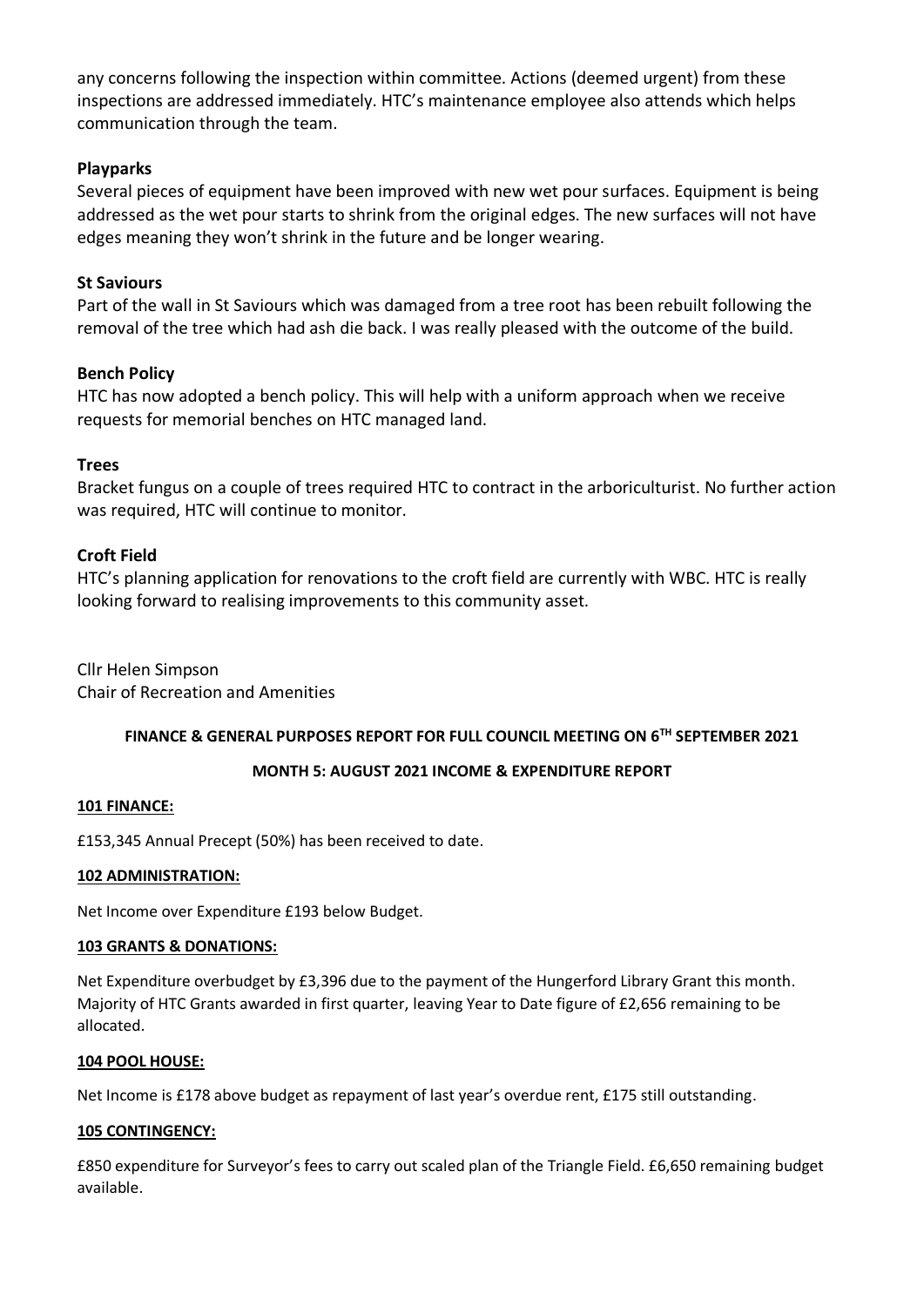any concerns following the inspection within committee. Actions (deemed urgent) from these inspections are addressed immediately. HTC's maintenance employee also attends which helps communication through the team.

**Playparks**

Several pieces of equipment have been improved with new wet pour surfaces. Equipment is being addressed as the wet pour starts to shrink from the original edges. The new surfaces will not have edges meaning they won't shrink in the future and be longer wearing.

**St Saviours**

Part of the wall in St Saviours which was damaged from a tree root has been rebuilt following the removal of the tree which had ash die back. I was really pleased with the outcome of the build.

**Bench Policy**

HTC has now adopted a bench policy. This will help with a uniform approach when we receive requests for memorial benches on HTC managed land.

**Trees**

Bracket fungus on a couple of trees required HTC to contract in the arboriculturist. No further action was required, HTC will continue to monitor.

**Croft Field**

HTC's planning application for renovations to the croft field are currently with WBC. HTC is really looking forward to realising improvements to this community asset.

Cllr Helen Simpson
Chair of Recreation and Amenities

**FINANCE & GENERAL PURPOSES REPORT FOR FULL COUNCIL MEETING ON 6TH SEPTEMBER 2021**

**MONTH 5: AUGUST 2021 INCOME & EXPENDITURE REPORT**

**101 FINANCE:**

£153,345 Annual Precept (50%) has been received to date.

**102 ADMINISTRATION:**

Net Income over Expenditure £193 below Budget.

**103 GRANTS & DONATIONS:**

Net Expenditure overbudget by £3,396 due to the payment of the Hungerford Library Grant this month. Majority of HTC Grants awarded in first quarter, leaving Year to Date figure of £2,656 remaining to be allocated.

**104 POOL HOUSE:**

Net Income is £178 above budget as repayment of last year's overdue rent, £175 still outstanding.

**105 CONTINGENCY:**

£850 expenditure for Surveyor's fees to carry out scaled plan of the Triangle Field. £6,650 remaining budget available.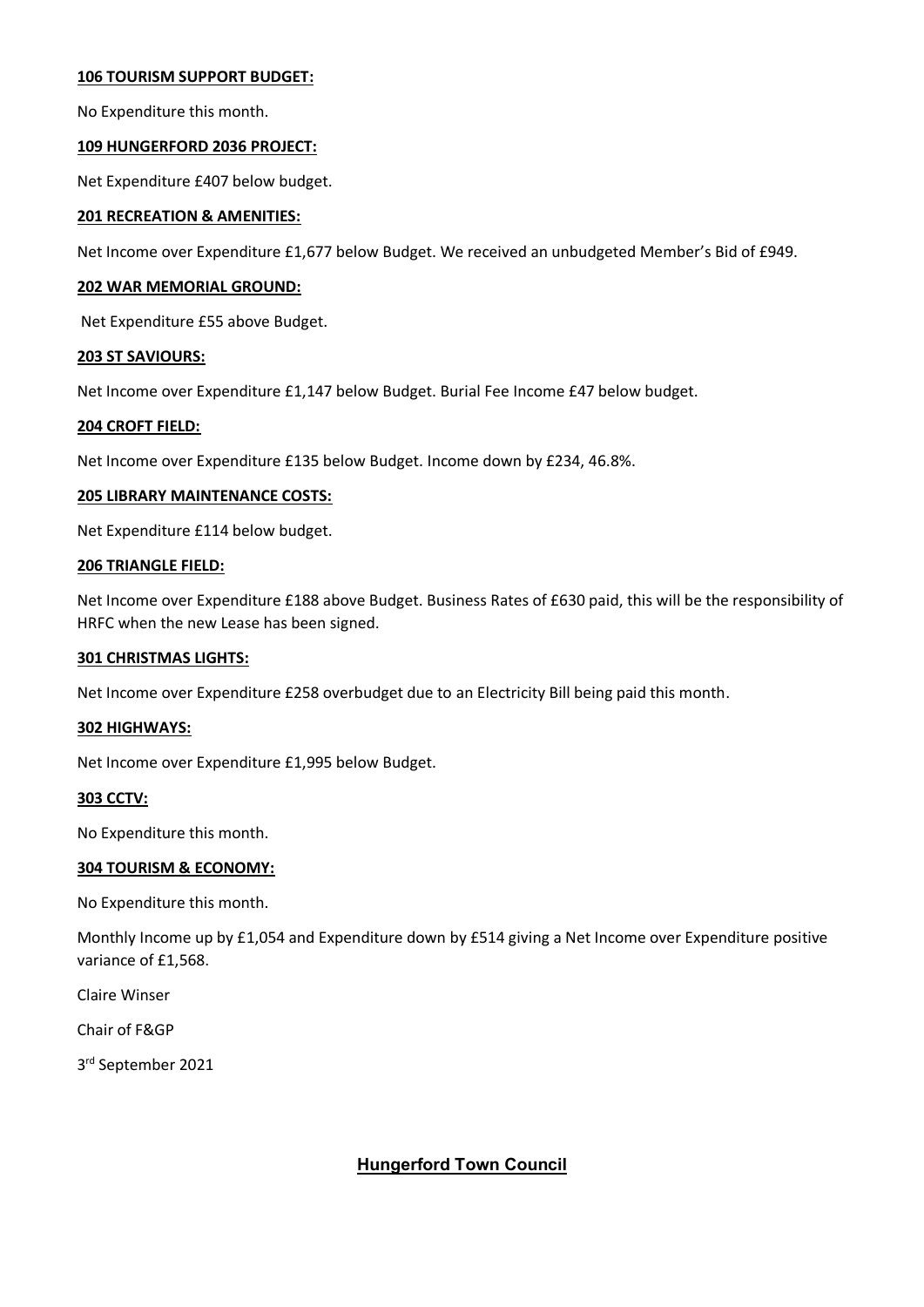**106 TOURISM SUPPORT BUDGET:**

No Expenditure this month.

**109 HUNGERFORD 2036 PROJECT:**

Net Expenditure £407 below budget.

**201 RECREATION & AMENITIES:**

Net Income over Expenditure £1,677 below Budget. We received an unbudgeted Member's Bid of £949.

**202 WAR MEMORIAL GROUND:**

Net Expenditure £55 above Budget.

**203 ST SAVIOURS:**

Net Income over Expenditure £1,147 below Budget. Burial Fee Income £47 below budget.

**204 CROFT FIELD:**

Net Income over Expenditure £135 below Budget. Income down by £234, 46.8%.

**205 LIBRARY MAINTENANCE COSTS:**

Net Expenditure £114 below budget.

**206 TRIANGLE FIELD:**

Net Income over Expenditure £188 above Budget. Business Rates of £630 paid, this will be the responsibility of HRFC when the new Lease has been signed.

**301 CHRISTMAS LIGHTS:**

Net Income over Expenditure £258 overbudget due to an Electricity Bill being paid this month.

**302 HIGHWAYS:**

Net Income over Expenditure £1,995 below Budget.

**303 CCTV:**

No Expenditure this month.

**304 TOURISM & ECONOMY:**

No Expenditure this month.

Monthly Income up by £1,054 and Expenditure down by £514 giving a Net Income over Expenditure positive variance of £1,568.

Claire Winser

Chair of F&GP

3rd September 2021

**Hungerford Town Council**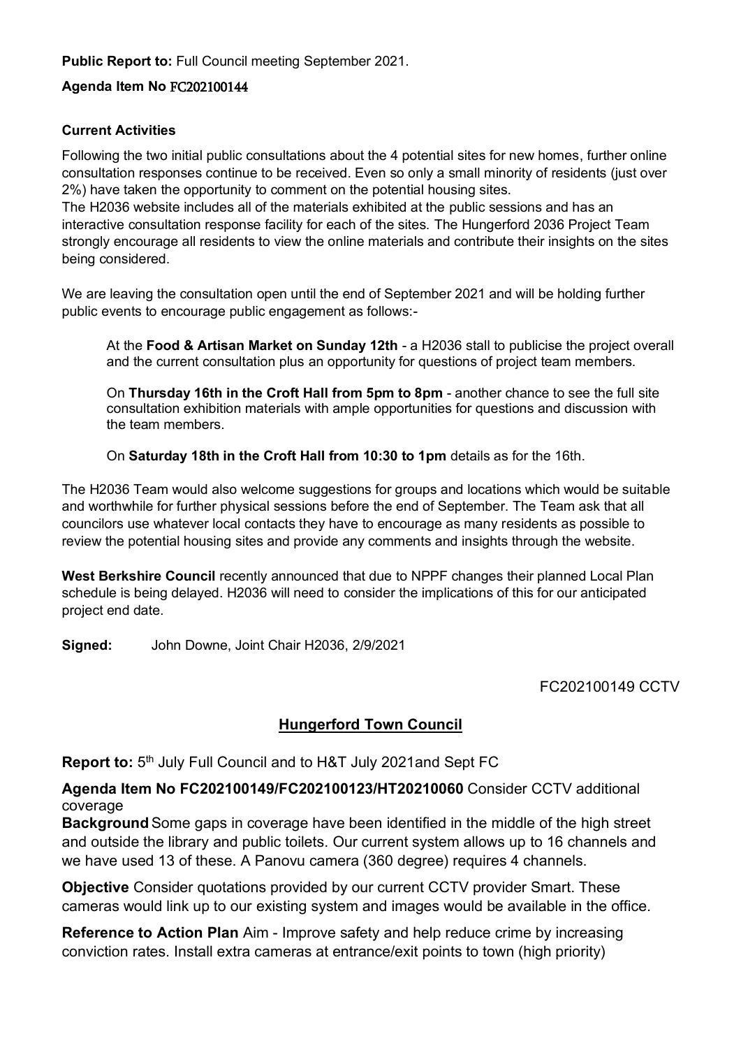**Public Report to:** Full Council meeting September 2021.

**Agenda Item No** FC202100144

**Current Activities**

Following the two initial public consultations about the 4 potential sites for new homes, further online consultation responses continue to be received. Even so only a small minority of residents (just over 2%) have taken the opportunity to comment on the potential housing sites.
The H2036 website includes all of the materials exhibited at the public sessions and has an interactive consultation response facility for each of the sites. The Hungerford 2036 Project Team strongly encourage all residents to view the online materials and contribute their insights on the sites being considered.

We are leaving the consultation open until the end of September 2021 and will be holding further public events to encourage public engagement as follows:-

> At the **Food & Artisan Market on Sunday 12th** - a H2036 stall to publicise the project overall and the current consultation plus an opportunity for questions of project team members.
>
> On **Thursday 16th in the Croft Hall from 5pm to 8pm** - another chance to see the full site consultation exhibition materials with ample opportunities for questions and discussion with the team members.
>
> On **Saturday 18th in the Croft Hall from 10:30 to 1pm** details as for the 16th.

The H2036 Team would also welcome suggestions for groups and locations which would be suitable and worthwhile for further physical sessions before the end of September. The Team ask that all councilors use whatever local contacts they have to encourage as many residents as possible to review the potential housing sites and provide any comments and insights through the website.

**West Berkshire Council** recently announced that due to NPPF changes their planned Local Plan schedule is being delayed. H2036 will need to consider the implications of this for our anticipated project end date.

**Signed:** John Downe, Joint Chair H2036, 2/9/2021

FC202100149 CCTV

## Hungerford Town Council

**Report to:** 5th July Full Council and to H&T July 2021and Sept FC

**Agenda Item No FC202100149/FC202100123/HT20210060** Consider CCTV additional coverage

**Background** Some gaps in coverage have been identified in the middle of the high street and outside the library and public toilets. Our current system allows up to 16 channels and we have used 13 of these. A Panovu camera (360 degree) requires 4 channels.

**Objective** Consider quotations provided by our current CCTV provider Smart. These cameras would link up to our existing system and images would be available in the office.

**Reference to Action Plan** Aim - Improve safety and help reduce crime by increasing conviction rates. Install extra cameras at entrance/exit points to town (high priority)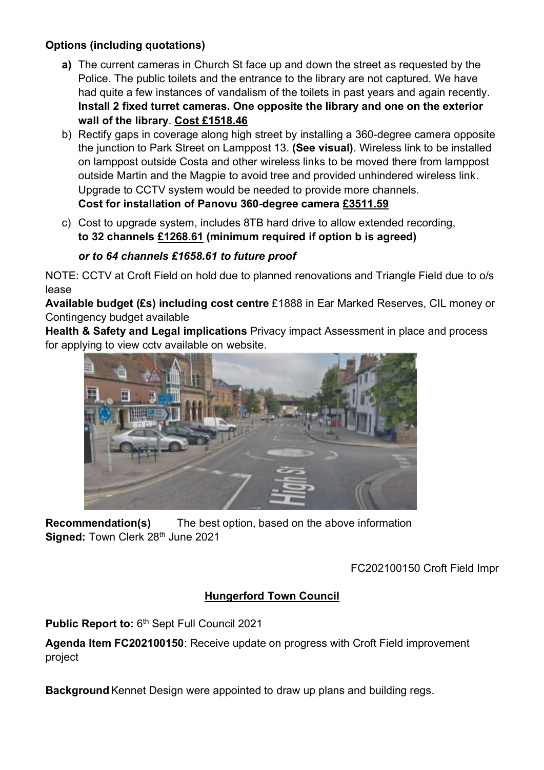**Options (including quotations)**

**a)** The current cameras in Church St face up and down the street as requested by the Police. The public toilets and the entrance to the library are not captured. We have had quite a few instances of vandalism of the toilets in past years and again recently. **Install 2 fixed turret cameras. One opposite the library and one on the exterior wall of the library**. **Cost £1518.46**

b) Rectify gaps in coverage along high street by installing a 360-degree camera opposite the junction to Park Street on Lamppost 13. **(See visual)**. Wireless link to be installed on lamppost outside Costa and other wireless links to be moved there from lamppost outside Martin and the Magpie to avoid tree and provided unhindered wireless link. Upgrade to CCTV system would be needed to provide more channels.
**Cost for installation of Panovu 360-degree camera £3511.59**

c) Cost to upgrade system, includes 8TB hard drive to allow extended recording, **to 32 channels £1268.61 (minimum required if option b is agreed)**

***or to 64 channels £1658.61 to future proof***

NOTE: CCTV at Croft Field on hold due to planned renovations and Triangle Field due to o/s lease

**Available budget (£s) including cost centre** £1888 in Ear Marked Reserves, CIL money or Contingency budget available

**Health & Safety and Legal implications** Privacy impact Assessment in place and process for applying to view cctv available on website.

**Recommendation(s)** The best option, based on the above information

**Signed:** Town Clerk 28th June 2021

FC202100150 Croft Field Impr

## Hungerford Town Council

**Public Report to:** 6th Sept Full Council 2021

**Agenda Item FC202100150**: Receive update on progress with Croft Field improvement project

**Background** Kennet Design were appointed to draw up plans and building regs.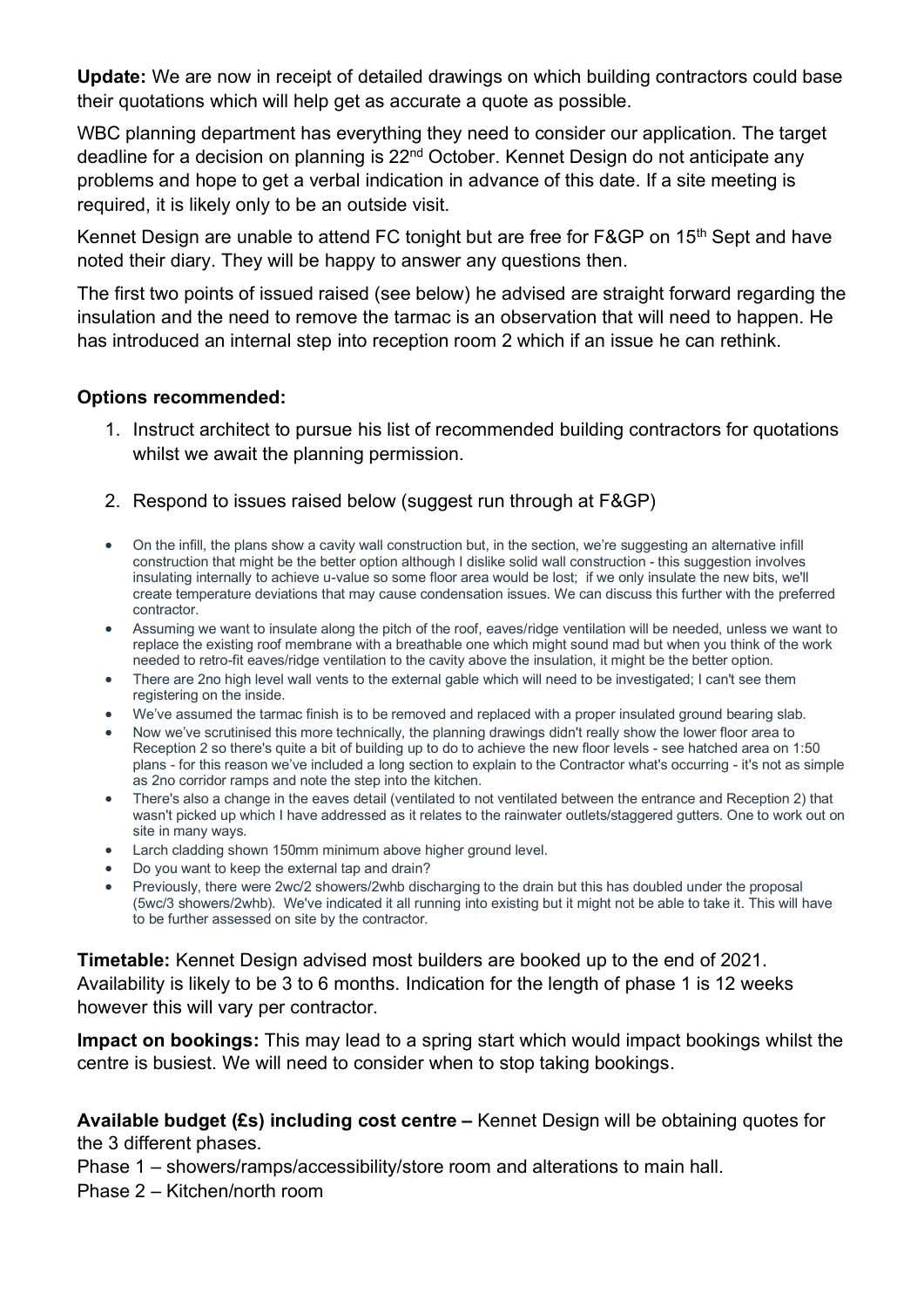**Update:** We are now in receipt of detailed drawings on which building contractors could base their quotations which will help get as accurate a quote as possible.

WBC planning department has everything they need to consider our application. The target deadline for a decision on planning is 22nd October. Kennet Design do not anticipate any problems and hope to get a verbal indication in advance of this date. If a site meeting is required, it is likely only to be an outside visit.

Kennet Design are unable to attend FC tonight but are free for F&GP on 15th Sept and have noted their diary. They will be happy to answer any questions then.

The first two points of issued raised (see below) he advised are straight forward regarding the insulation and the need to remove the tarmac is an observation that will need to happen. He has introduced an internal step into reception room 2 which if an issue he can rethink.

**Options recommended:**

1. Instruct architect to pursue his list of recommended building contractors for quotations whilst we await the planning permission.
2. Respond to issues raised below (suggest run through at F&GP)

- On the infill, the plans show a cavity wall construction but, in the section, we're suggesting an alternative infill construction that might be the better option although I dislike solid wall construction - this suggestion involves insulating internally to achieve u-value so some floor area would be lost; if we only insulate the new bits, we'll create temperature deviations that may cause condensation issues. We can discuss this further with the preferred contractor.
- Assuming we want to insulate along the pitch of the roof, eaves/ridge ventilation will be needed, unless we want to replace the existing roof membrane with a breathable one which might sound mad but when you think of the work needed to retro-fit eaves/ridge ventilation to the cavity above the insulation, it might be the better option.
- There are 2no high level wall vents to the external gable which will need to be investigated; I can't see them registering on the inside.
- We've assumed the tarmac finish is to be removed and replaced with a proper insulated ground bearing slab.
- Now we've scrutinised this more technically, the planning drawings didn't really show the lower floor area to Reception 2 so there's quite a bit of building up to do to achieve the new floor levels - see hatched area on 1:50 plans - for this reason we've included a long section to explain to the Contractor what's occurring - it's not as simple as 2no corridor ramps and note the step into the kitchen.
- There's also a change in the eaves detail (ventilated to not ventilated between the entrance and Reception 2) that wasn't picked up which I have addressed as it relates to the rainwater outlets/staggered gutters. One to work out on site in many ways.
- Larch cladding shown 150mm minimum above higher ground level.
- Do you want to keep the external tap and drain?
- Previously, there were 2wc/2 showers/2whb discharging to the drain but this has doubled under the proposal (5wc/3 showers/2whb). We've indicated it all running into existing but it might not be able to take it. This will have to be further assessed on site by the contractor.

**Timetable:** Kennet Design advised most builders are booked up to the end of 2021. Availability is likely to be 3 to 6 months. Indication for the length of phase 1 is 12 weeks however this will vary per contractor.

**Impact on bookings:** This may lead to a spring start which would impact bookings whilst the centre is busiest. We will need to consider when to stop taking bookings.

**Available budget (£s) including cost centre –** Kennet Design will be obtaining quotes for the 3 different phases.

Phase 1 – showers/ramps/accessibility/store room and alterations to main hall.

Phase 2 – Kitchen/north room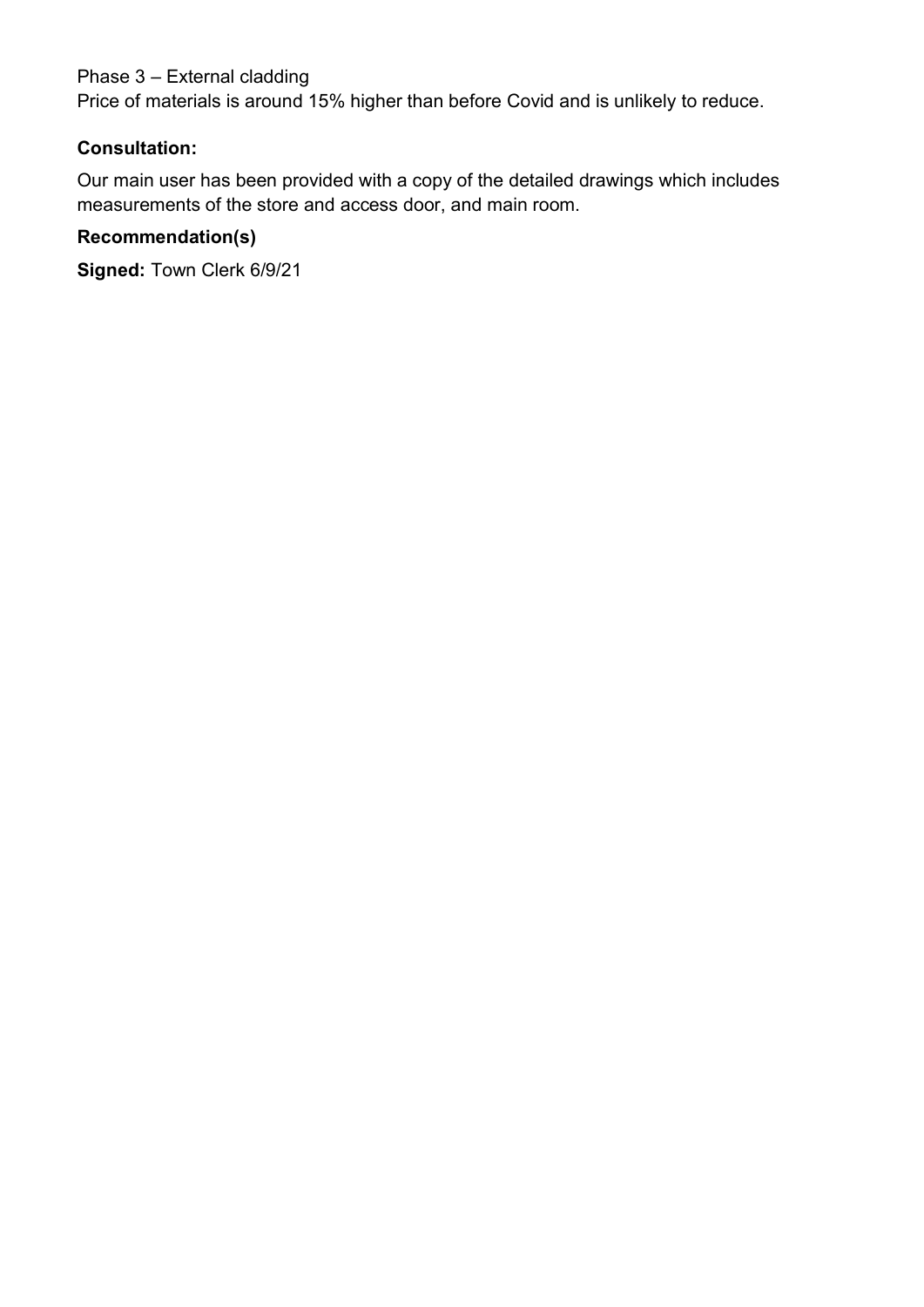Phase 3 – External cladding
Price of materials is around 15% higher than before Covid and is unlikely to reduce.

**Consultation:**

Our main user has been provided with a copy of the detailed drawings which includes measurements of the store and access door, and main room.

**Recommendation(s)**

**Signed:** Town Clerk 6/9/21